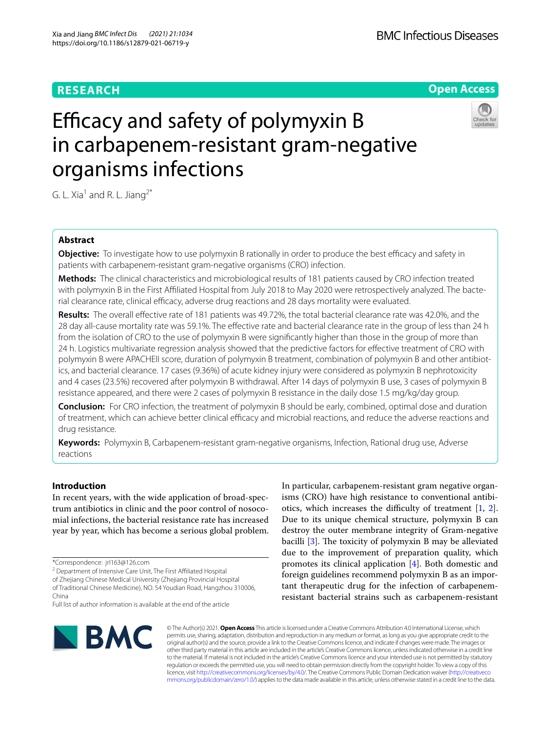RESEARCH

Open Access

# Efficacy and safety of polymyxin B in carbapenem-resistant gram-negative organisms infections

G. L. Xia[1] and R. L. Jiang[2*]

## Abstract

**Objective:** To investigate how to use polymyxin B rationally in order to produce the best efficacy and safety in patients with carbapenem-resistant gram-negative organisms (CRO) infection.

**Methods:** The clinical characteristics and microbiological results of 181 patients caused by CRO infection treated with polymyxin B in the First Affiliated Hospital from July 2018 to May 2020 were retrospectively analyzed. The bacterial clearance rate, clinical efficacy, adverse drug reactions and 28 days mortality were evaluated.

**Results:** The overall effective rate of 181 patients was 49.72%, the total bacterial clearance rate was 42.0%, and the 28 day all-cause mortality rate was 59.1%. The effective rate and bacterial clearance rate in the group of less than 24 h from the isolation of CRO to the use of polymyxin B were significantly higher than those in the group of more than 24 h. Logistics multivariate regression analysis showed that the predictive factors for effective treatment of CRO with polymyxin B were APACHEII score, duration of polymyxin B treatment, combination of polymyxin B and other antibiotics, and bacterial clearance. 17 cases (9.36%) of acute kidney injury were considered as polymyxin B nephrotoxicity and 4 cases (23.5%) recovered after polymyxin B withdrawal. After 14 days of polymyxin B use, 3 cases of polymyxin B resistance appeared, and there were 2 cases of polymyxin B resistance in the daily dose 1.5 mg/kg/day group.

**Conclusion:** For CRO infection, the treatment of polymyxin B should be early, combined, optimal dose and duration of treatment, which can achieve better clinical efficacy and microbial reactions, and reduce the adverse reactions and drug resistance.

**Keywords:** Polymyxin B, Carbapenem-resistant gram-negative organisms, Infection, Rational drug use, Adverse reactions

## Introduction

In recent years, with the wide application of broad-spectrum antibiotics in clinic and the poor control of nosocomial infections, the bacterial resistance rate has increased year by year, which has become a serious global problem. In particular, carbapenem-resistant gram negative organisms (CRO) have high resistance to conventional antibiotics, which increases the difficulty of treatment [1, 2]. Due to its unique chemical structure, polymyxin B can destroy the outer membrane integrity of Gram-negative bacilli [3]. The toxicity of polymyxin B may be alleviated due to the improvement of preparation quality, which promotes its clinical application [4]. Both domestic and foreign guidelines recommend polymyxin B as an important therapeutic drug for the infection of carbapenem-resistant bacterial strains such as carbapenem-resistant

*Correspondence: jrl163@126.com

[2] Department of Intensive Care Unit, The First Affiliated Hospital of Zhejiang Chinese Medical University (Zhejiang Provincial Hospital of Traditional Chinese Medicine), NO. 54 Youdian Road, Hangzhou 310006, China

Full list of author information is available at the end of the article

© The Author(s) 2021. **Open Access** This article is licensed under a Creative Commons Attribution 4.0 International License, which permits use, sharing, adaptation, distribution and reproduction in any medium or format, as long as you give appropriate credit to the original author(s) and the source, provide a link to the Creative Commons licence, and indicate if changes were made. The images or other third party material in this article are included in the article's Creative Commons licence, unless indicated otherwise in a credit line to the material. If material is not included in the article's Creative Commons licence and your intended use is not permitted by statutory regulation or exceeds the permitted use, you will need to obtain permission directly from the copyright holder. To view a copy of this licence, visit http://creativecommons.org/licenses/by/4.0/. The Creative Commons Public Domain Dedication waiver (http://creativecommons.org/publicdomain/zero/1.0/) applies to the data made available in this article, unless otherwise stated in a credit line to the data.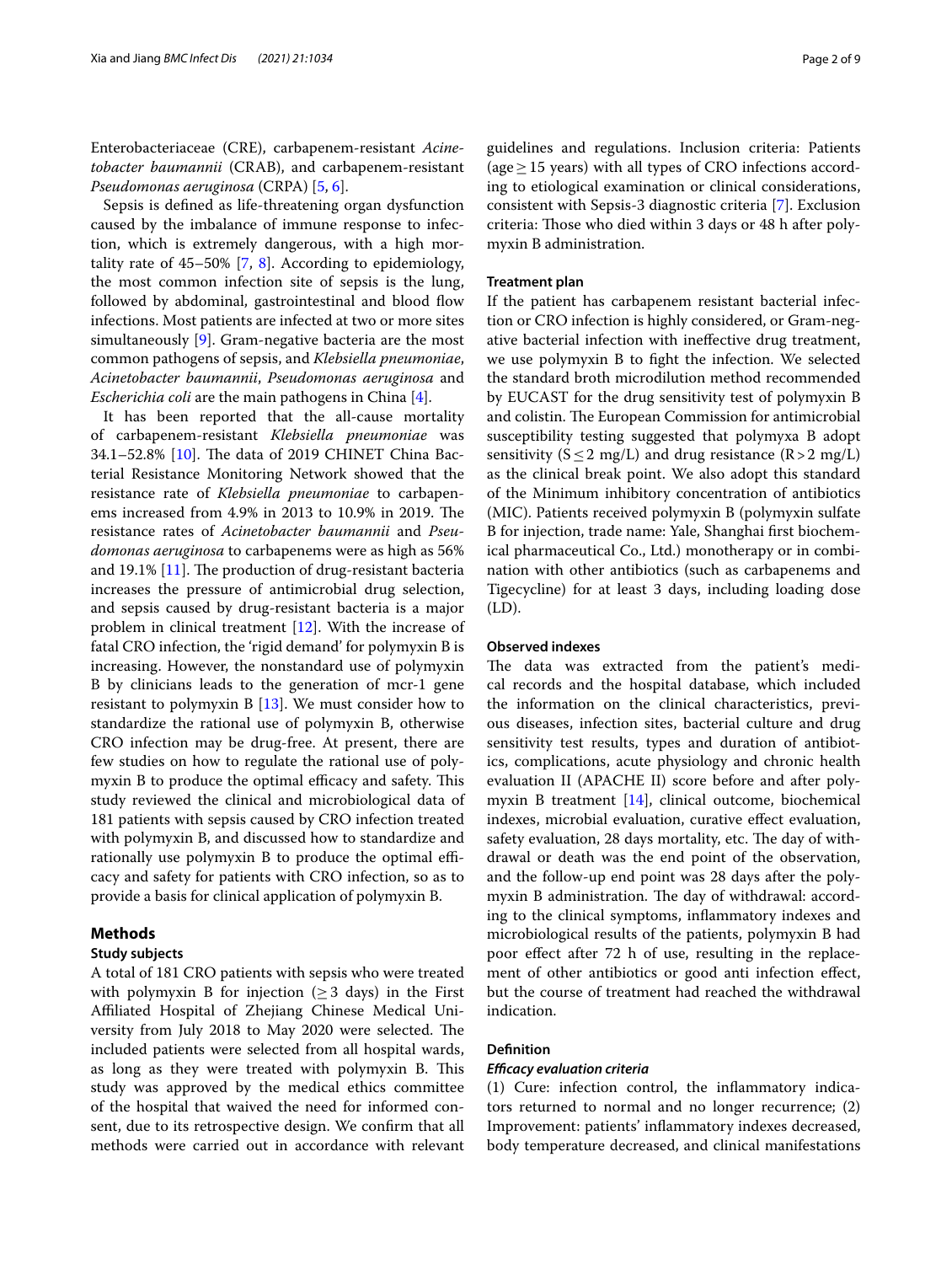Enterobacteriaceae (CRE), carbapenem-resistant *Acinetobacter baumannii* (CRAB), and carbapenem-resistant *Pseudomonas aeruginosa* (CRPA) [5, 6].

Sepsis is defined as life-threatening organ dysfunction caused by the imbalance of immune response to infection, which is extremely dangerous, with a high mortality rate of 45–50% [7, 8]. According to epidemiology, the most common infection site of sepsis is the lung, followed by abdominal, gastrointestinal and blood flow infections. Most patients are infected at two or more sites simultaneously [9]. Gram-negative bacteria are the most common pathogens of sepsis, and *Klebsiella pneumoniae*, *Acinetobacter baumannii*, *Pseudomonas aeruginosa* and *Escherichia coli* are the main pathogens in China [4].

It has been reported that the all-cause mortality of carbapenem-resistant *Klebsiella pneumoniae* was 34.1–52.8% [10]. The data of 2019 CHINET China Bacterial Resistance Monitoring Network showed that the resistance rate of *Klebsiella pneumoniae* to carbapenems increased from 4.9% in 2013 to 10.9% in 2019. The resistance rates of *Acinetobacter baumannii* and *Pseudomonas aeruginosa* to carbapenems were as high as 56% and 19.1% [11]. The production of drug-resistant bacteria increases the pressure of antimicrobial drug selection, and sepsis caused by drug-resistant bacteria is a major problem in clinical treatment [12]. With the increase of fatal CRO infection, the 'rigid demand' for polymyxin B is increasing. However, the nonstandard use of polymyxin B by clinicians leads to the generation of mcr-1 gene resistant to polymyxin B [13]. We must consider how to standardize the rational use of polymyxin B, otherwise CRO infection may be drug-free. At present, there are few studies on how to regulate the rational use of polymyxin B to produce the optimal efficacy and safety. This study reviewed the clinical and microbiological data of 181 patients with sepsis caused by CRO infection treated with polymyxin B, and discussed how to standardize and rationally use polymyxin B to produce the optimal efficacy and safety for patients with CRO infection, so as to provide a basis for clinical application of polymyxin B.

## Methods

### Study subjects

A total of 181 CRO patients with sepsis who were treated with polymyxin B for injection ($\geq 3$ days) in the First Affiliated Hospital of Zhejiang Chinese Medical University from July 2018 to May 2020 were selected. The included patients were selected from all hospital wards, as long as they were treated with polymyxin B. This study was approved by the medical ethics committee of the hospital that waived the need for informed consent, due to its retrospective design. We confirm that all methods were carried out in accordance with relevant guidelines and regulations. Inclusion criteria: Patients (age $\geq$ 15 years) with all types of CRO infections according to etiological examination or clinical considerations, consistent with Sepsis-3 diagnostic criteria [7]. Exclusion criteria: Those who died within 3 days or 48 h after polymyxin B administration.

### Treatment plan

If the patient has carbapenem resistant bacterial infection or CRO infection is highly considered, or Gram-negative bacterial infection with ineffective drug treatment, we use polymyxin B to fight the infection. We selected the standard broth microdilution method recommended by EUCAST for the drug sensitivity test of polymyxin B and colistin. The European Commission for antimicrobial susceptibility testing suggested that polymyxa B adopt sensitivity ($S \leq 2$ mg/L) and drug resistance ($R > 2$ mg/L) as the clinical break point. We also adopt this standard of the Minimum inhibitory concentration of antibiotics (MIC). Patients received polymyxin B (polymyxin sulfate B for injection, trade name: Yale, Shanghai first biochemical pharmaceutical Co., Ltd.) monotherapy or in combination with other antibiotics (such as carbapenems and Tigecycline) for at least 3 days, including loading dose (LD).

### Observed indexes

The data was extracted from the patient's medical records and the hospital database, which included the information on the clinical characteristics, previous diseases, infection sites, bacterial culture and drug sensitivity test results, types and duration of antibiotics, complications, acute physiology and chronic health evaluation II (APACHE II) score before and after polymyxin B treatment [14], clinical outcome, biochemical indexes, microbial evaluation, curative effect evaluation, safety evaluation, 28 days mortality, etc. The day of withdrawal or death was the end point of the observation, and the follow-up end point was 28 days after the polymyxin B administration. The day of withdrawal: according to the clinical symptoms, inflammatory indexes and microbiological results of the patients, polymyxin B had poor effect after 72 h of use, resulting in the replacement of other antibiotics or good anti infection effect, but the course of treatment had reached the withdrawal indication.

### Definition

#### *Efficacy evaluation criteria*

(1) Cure: infection control, the inflammatory indicators returned to normal and no longer recurrence; (2) Improvement: patients' inflammatory indexes decreased, body temperature decreased, and clinical manifestations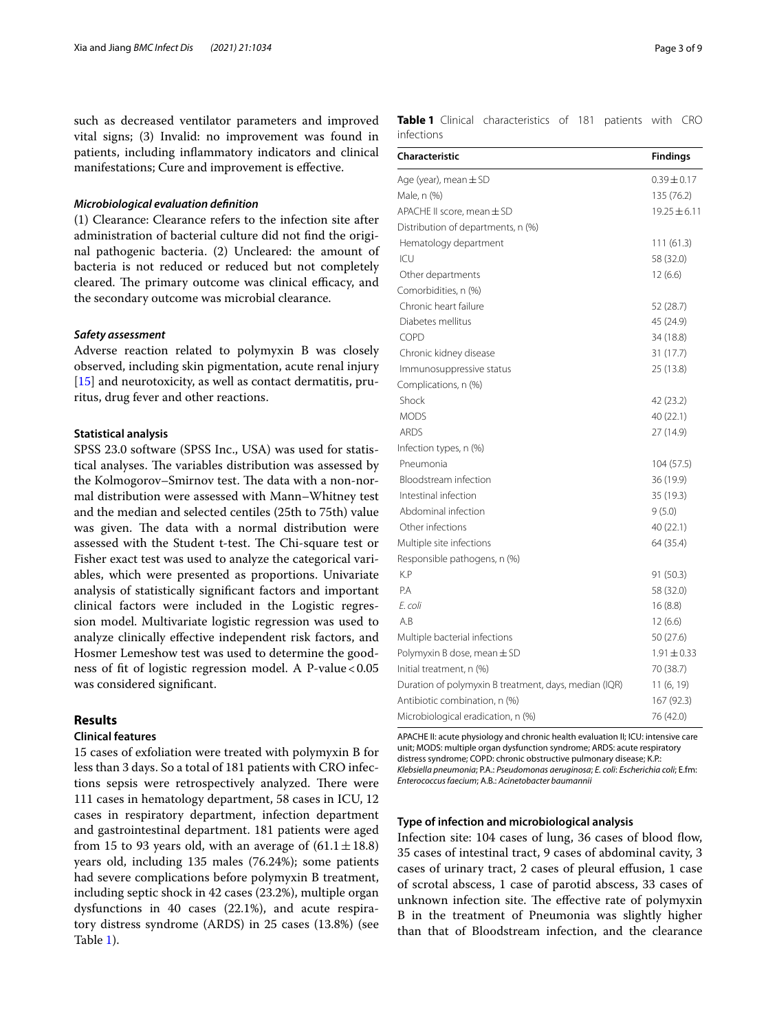such as decreased ventilator parameters and improved vital signs; (3) Invalid: no improvement was found in patients, including inflammatory indicators and clinical manifestations; Cure and improvement is effective.

### *Microbiological evaluation definition*

(1) Clearance: Clearance refers to the infection site after administration of bacterial culture did not find the original pathogenic bacteria. (2) Uncleared: the amount of bacteria is not reduced or reduced but not completely cleared. The primary outcome was clinical efficacy, and the secondary outcome was microbial clearance.

### *Safety assessment*

Adverse reaction related to polymyxin B was closely observed, including skin pigmentation, acute renal injury [15] and neurotoxicity, as well as contact dermatitis, pruritus, drug fever and other reactions.

### Statistical analysis

SPSS 23.0 software (SPSS Inc., USA) was used for statistical analyses. The variables distribution was assessed by the Kolmogorov–Smirnov test. The data with a non-normal distribution were assessed with Mann–Whitney test and the median and selected centiles (25th to 75th) value was given. The data with a normal distribution were assessed with the Student t-test. The Chi-square test or Fisher exact test was used to analyze the categorical variables, which were presented as proportions. Univariate analysis of statistically significant factors and important clinical factors were included in the Logistic regression model. Multivariate logistic regression was used to analyze clinically effective independent risk factors, and Hosmer Lemeshow test was used to determine the goodness of fit of logistic regression model. A P-value < 0.05 was considered significant.

## Results

### Clinical features

15 cases of exfoliation were treated with polymyxin B for less than 3 days. So a total of 181 patients with CRO infections sepsis were retrospectively analyzed. There were 111 cases in hematology department, 58 cases in ICU, 12 cases in respiratory department, infection department and gastrointestinal department. 181 patients were aged from 15 to 93 years old, with an average of (61.1 ± 18.8) years old, including 135 males (76.24%); some patients had severe complications before polymyxin B treatment, including septic shock in 42 cases (23.2%), multiple organ dysfunctions in 40 cases (22.1%), and acute respiratory distress syndrome (ARDS) in 25 cases (13.8%) (see Table 1).

**Table 1** Clinical characteristics of 181 patients with CRO infections

| Characteristic | Findings |
|---|---|
| Age (year), mean ± SD | 0.39 ± 0.17 |
| Male, n (%) | 135 (76.2) |
| APACHE II score, mean ± SD | 19.25 ± 6.11 |
| Distribution of departments, n (%) | |
| Hematology department | 111 (61.3) |
| ICU | 58 (32.0) |
| Other departments | 12 (6.6) |
| Comorbidities, n (%) | |
| Chronic heart failure | 52 (28.7) |
| Diabetes mellitus | 45 (24.9) |
| COPD | 34 (18.8) |
| Chronic kidney disease | 31 (17.7) |
| Immunosuppressive status | 25 (13.8) |
| Complications, n (%) | |
| Shock | 42 (23.2) |
| MODS | 40 (22.1) |
| ARDS | 27 (14.9) |
| Infection types, n (%) | |
| Pneumonia | 104 (57.5) |
| Bloodstream infection | 36 (19.9) |
| Intestinal infection | 35 (19.3) |
| Abdominal infection | 9 (5.0) |
| Other infections | 40 (22.1) |
| Multiple site infections | 64 (35.4) |
| Responsible pathogens, n (%) | |
| K.P | 91 (50.3) |
| P.A | 58 (32.0) |
| *E. coli* | 16 (8.8) |
| A.B | 12 (6.6) |
| Multiple bacterial infections | 50 (27.6) |
| Polymyxin B dose, mean ± SD | 1.91 ± 0.33 |
| Initial treatment, n (%) | 70 (38.7) |
| Duration of polymyxin B treatment, days, median (IQR) | 11 (6, 19) |
| Antibiotic combination, n (%) | 167 (92.3) |
| Microbiological eradication, n (%) | 76 (42.0) |

APACHE II: acute physiology and chronic health evaluation II; ICU: intensive care unit; MODS: multiple organ dysfunction syndrome; ARDS: acute respiratory distress syndrome; COPD: chronic obstructive pulmonary disease; K.P.: *Klebsiella pneumonia*; P.A.: *Pseudomonas aeruginosa*; *E. coli*: *Escherichia coli*; E.fm: *Enterococcus faecium*; A.B.: *Acinetobacter baumannii*

### Type of infection and microbiological analysis

Infection site: 104 cases of lung, 36 cases of blood flow, 35 cases of intestinal tract, 9 cases of abdominal cavity, 3 cases of urinary tract, 2 cases of pleural effusion, 1 case of scrotal abscess, 1 case of parotid abscess, 33 cases of unknown infection site. The effective rate of polymyxin B in the treatment of Pneumonia was slightly higher than that of Bloodstream infection, and the clearance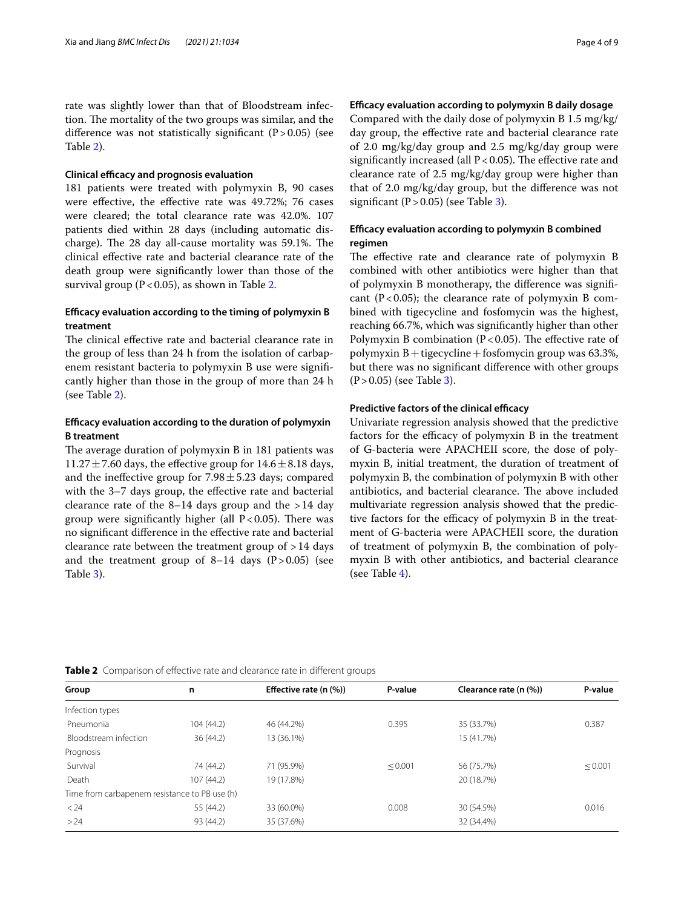rate was slightly lower than that of Bloodstream infection. The mortality of the two groups was similar, and the difference was not statistically significant ($P > 0.05$) (see Table 2).

### Clinical efficacy and prognosis evaluation

181 patients were treated with polymyxin B, 90 cases were effective, the effective rate was 49.72%; 76 cases were cleared; the total clearance rate was 42.0%. 107 patients died within 28 days (including automatic discharge). The 28 day all-cause mortality was 59.1%. The clinical effective rate and bacterial clearance rate of the death group were significantly lower than those of the survival group ($P < 0.05$), as shown in Table 2.

### Efficacy evaluation according to the timing of polymyxin B treatment

The clinical effective rate and bacterial clearance rate in the group of less than 24 h from the isolation of carbapenem resistant bacteria to polymyxin B use were significantly higher than those in the group of more than 24 h (see Table 2).

### Efficacy evaluation according to the duration of polymyxin B treatment

The average duration of polymyxin B in 181 patients was $11.27 \pm 7.60$ days, the effective group for $14.6 \pm 8.18$ days, and the ineffective group for $7.98 \pm 5.23$ days; compared with the 3–7 days group, the effective rate and bacterial clearance rate of the 8–14 days group and the >14 day group were significantly higher (all $P < 0.05$). There was no significant difference in the effective rate and bacterial clearance rate between the treatment group of >14 days and the treatment group of 8–14 days ($P > 0.05$) (see Table 3).

### Efficacy evaluation according to polymyxin B daily dosage

Compared with the daily dose of polymyxin B 1.5 mg/kg/day group, the effective rate and bacterial clearance rate of 2.0 mg/kg/day group and 2.5 mg/kg/day group were significantly increased (all $P < 0.05$). The effective rate and clearance rate of 2.5 mg/kg/day group were higher than that of 2.0 mg/kg/day group, but the difference was not significant ($P > 0.05$) (see Table 3).

### Efficacy evaluation according to polymyxin B combined regimen

The effective rate and clearance rate of polymyxin B combined with other antibiotics were higher than that of polymyxin B monotherapy, the difference was significant ($P < 0.05$); the clearance rate of polymyxin B combined with tigecycline and fosfomycin was the highest, reaching 66.7%, which was significantly higher than other Polymyxin B combination ($P < 0.05$). The effective rate of polymyxin B + tigecycline + fosfomycin group was 63.3%, but there was no significant difference with other groups ($P > 0.05$) (see Table 3).

### Predictive factors of the clinical efficacy

Univariate regression analysis showed that the predictive factors for the efficacy of polymyxin B in the treatment of G-bacteria were APACHEII score, the dose of polymyxin B, initial treatment, the duration of treatment of polymyxin B, the combination of polymyxin B with other antibiotics, and bacterial clearance. The above included multivariate regression analysis showed that the predictive factors for the efficacy of polymyxin B in the treatment of G-bacteria were APACHEII score, the duration of treatment of polymyxin B, the combination of polymyxin B with other antibiotics, and bacterial clearance (see Table 4).

**Table 2** Comparison of effective rate and clearance rate in different groups

| Group | n | Effective rate (n (%)) | P-value | Clearance rate (n (%)) | P-value |
|---|---|---|---|---|---|
| Infection types | | | | | |
| Pneumonia | 104 (44.2) | 46 (44.2%) | 0.395 | 35 (33.7%) | 0.387 |
| Bloodstream infection | 36 (44.2) | 13 (36.1%) | | 15 (41.7%) | |
| Prognosis | | | | | |
| Survival | 74 (44.2) | 71 (95.9%) | ≤ 0.001 | 56 (75.7%) | ≤ 0.001 |
| Death | 107 (44.2) | 19 (17.8%) | | 20 (18.7%) | |
| Time from carbapenem resistance to PB use (h) | | | | | |
| < 24 | 55 (44.2) | 33 (60.0%) | 0.008 | 30 (54.5%) | 0.016 |
| > 24 | 93 (44.2) | 35 (37.6%) | | 32 (34.4%) | |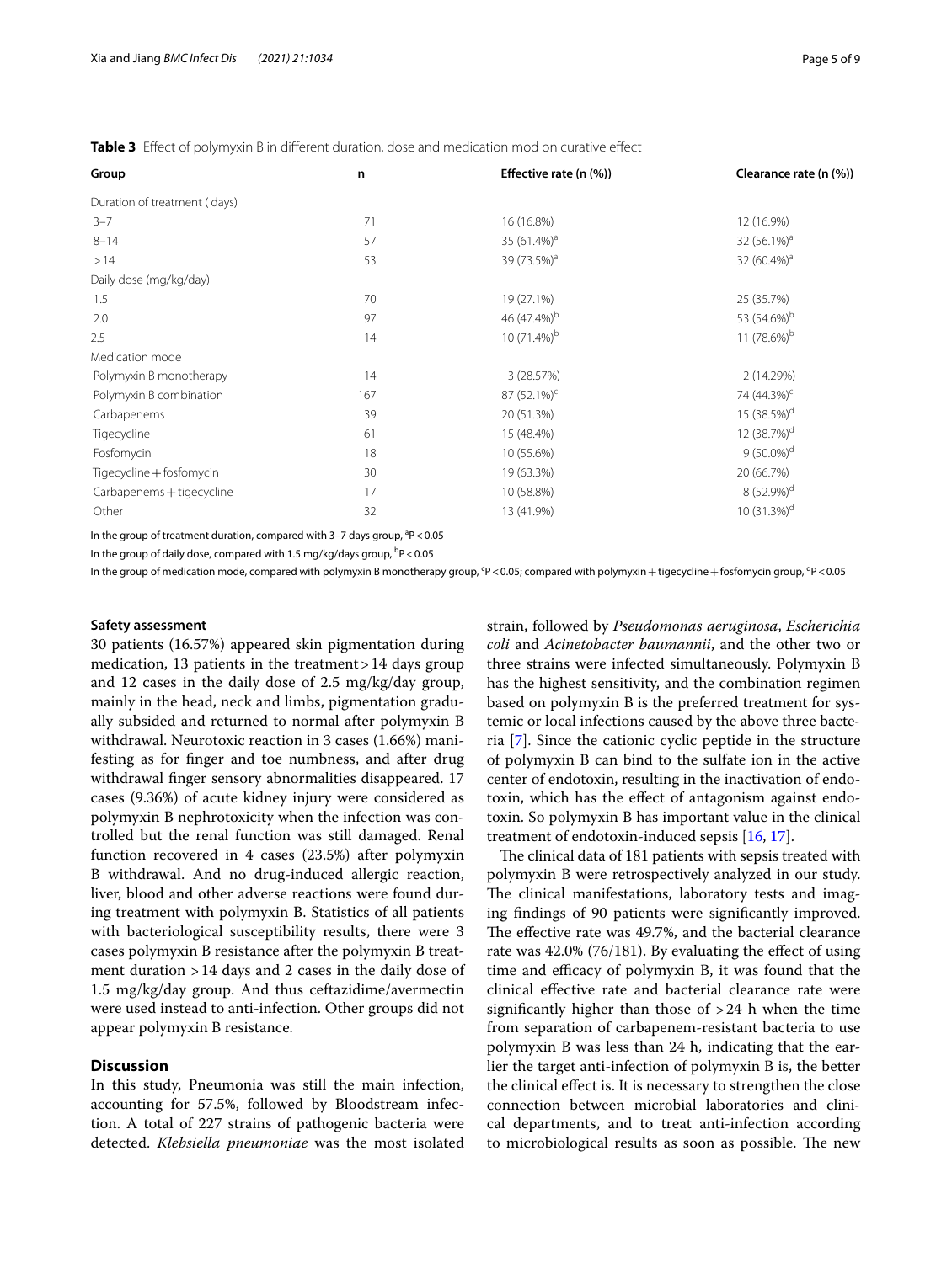**Table 3** Effect of polymyxin B in different duration, dose and medication mod on curative effect

| Group | n | Effective rate (n (%)) | Clearance rate (n (%)) |
|---|---|---|---|
| Duration of treatment ( days) | | | |
| 3–7 | 71 | 16 (16.8%) | 12 (16.9%) |
| 8–14 | 57 | 35 (61.4%)[a] | 32 (56.1%)[a] |
| > 14 | 53 | 39 (73.5%)[a] | 32 (60.4%)[a] |
| Daily dose (mg/kg/day) | | | |
| 1.5 | 70 | 19 (27.1%) | 25 (35.7%) |
| 2.0 | 97 | 46 (47.4%)[b] | 53 (54.6%)[b] |
| 2.5 | 14 | 10 (71.4%)[b] | 11 (78.6%)[b] |
| Medication mode | | | |
| Polymyxin B monotherapy | 14 | 3 (28.57%) | 2 (14.29%) |
| Polymyxin B combination | 167 | 87 (52.1%)[c] | 74 (44.3%)[c] |
| Carbapenems | 39 | 20 (51.3%) | 15 (38.5%)[d] |
| Tigecycline | 61 | 15 (48.4%) | 12 (38.7%)[d] |
| Fosfomycin | 18 | 10 (55.6%) | 9 (50.0%)[d] |
| Tigecycline + fosfomycin | 30 | 19 (63.3%) | 20 (66.7%) |
| Carbapenems + tigecycline | 17 | 10 (58.8%) | 8 (52.9%)[d] |
| Other | 32 | 13 (41.9%) | 10 (31.3%)[d] |

In the group of treatment duration, compared with 3–7 days group, [a]$P < 0.05$

In the group of daily dose, compared with 1.5 mg/kg/days group, [b]$P < 0.05$

In the group of medication mode, compared with polymyxin B monotherapy group, [c]$P < 0.05$; compared with polymyxin + tigecycline + fosfomycin group, [d]$P < 0.05$

### Safety assessment

30 patients (16.57%) appeared skin pigmentation during medication, 13 patients in the treatment > 14 days group and 12 cases in the daily dose of 2.5 mg/kg/day group, mainly in the head, neck and limbs, pigmentation gradually subsided and returned to normal after polymyxin B withdrawal. Neurotoxic reaction in 3 cases (1.66%) manifesting as for finger and toe numbness, and after drug withdrawal finger sensory abnormalities disappeared. 17 cases (9.36%) of acute kidney injury were considered as polymyxin B nephrotoxicity when the infection was controlled but the renal function was still damaged. Renal function recovered in 4 cases (23.5%) after polymyxin B withdrawal. And no drug-induced allergic reaction, liver, blood and other adverse reactions were found during treatment with polymyxin B. Statistics of all patients with bacteriological susceptibility results, there were 3 cases polymyxin B resistance after the polymyxin B treatment duration > 14 days and 2 cases in the daily dose of 1.5 mg/kg/day group. And thus ceftazidime/avermectin were used instead to anti-infection. Other groups did not appear polymyxin B resistance.

## Discussion

In this study, Pneumonia was still the main infection, accounting for 57.5%, followed by Bloodstream infection. A total of 227 strains of pathogenic bacteria were detected. *Klebsiella pneumoniae* was the most isolated strain, followed by *Pseudomonas aeruginosa*, *Escherichia coli* and *Acinetobacter baumannii*, and the other two or three strains were infected simultaneously. Polymyxin B has the highest sensitivity, and the combination regimen based on polymyxin B is the preferred treatment for systemic or local infections caused by the above three bacteria [7]. Since the cationic cyclic peptide in the structure of polymyxin B can bind to the sulfate ion in the active center of endotoxin, resulting in the inactivation of endotoxin, which has the effect of antagonism against endotoxin. So polymyxin B has important value in the clinical treatment of endotoxin-induced sepsis [16, 17].

The clinical data of 181 patients with sepsis treated with polymyxin B were retrospectively analyzed in our study. The clinical manifestations, laboratory tests and imaging findings of 90 patients were significantly improved. The effective rate was 49.7%, and the bacterial clearance rate was 42.0% (76/181). By evaluating the effect of using time and efficacy of polymyxin B, it was found that the clinical effective rate and bacterial clearance rate were significantly higher than those of > 24 h when the time from separation of carbapenem-resistant bacteria to use polymyxin B was less than 24 h, indicating that the earlier the target anti-infection of polymyxin B is, the better the clinical effect is. It is necessary to strengthen the close connection between microbial laboratories and clinical departments, and to treat anti-infection according to microbiological results as soon as possible. The new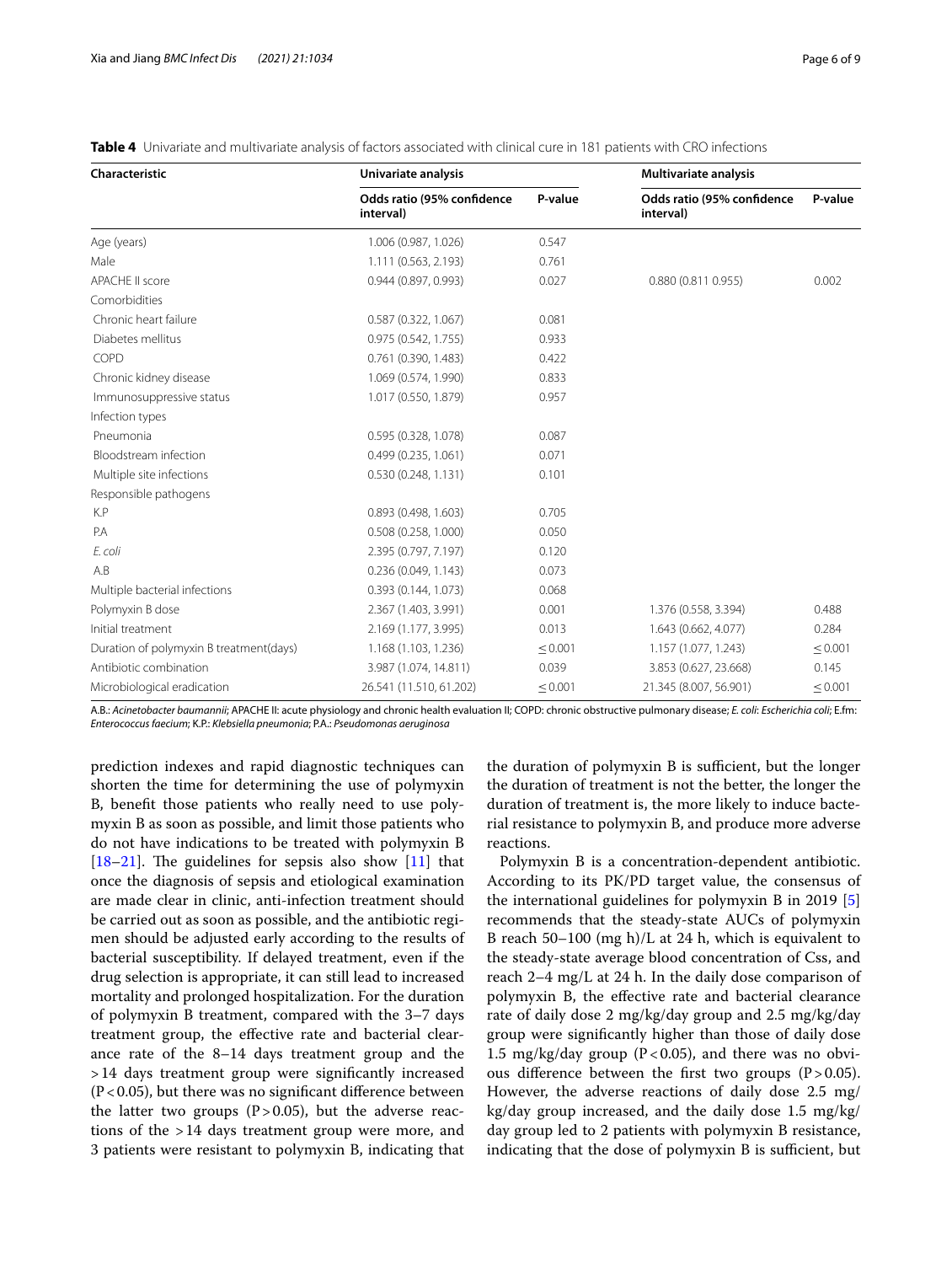**Table 4** Univariate and multivariate analysis of factors associated with clinical cure in 181 patients with CRO infections

| Characteristic | Univariate analysis | | Multivariate analysis | |
|---|---|---|---|---|
| | Odds ratio (95% confidence interval) | P-value | Odds ratio (95% confidence interval) | P-value |
| Age (years) | 1.006 (0.987, 1.026) | 0.547 | | |
| Male | 1.111 (0.563, 2.193) | 0.761 | | |
| APACHE II score | 0.944 (0.897, 0.993) | 0.027 | 0.880 (0.811 0.955) | 0.002 |
| Comorbidities | | | | |
| Chronic heart failure | 0.587 (0.322, 1.067) | 0.081 | | |
| Diabetes mellitus | 0.975 (0.542, 1.755) | 0.933 | | |
| COPD | 0.761 (0.390, 1.483) | 0.422 | | |
| Chronic kidney disease | 1.069 (0.574, 1.990) | 0.833 | | |
| Immunosuppressive status | 1.017 (0.550, 1.879) | 0.957 | | |
| Infection types | | | | |
| Pneumonia | 0.595 (0.328, 1.078) | 0.087 | | |
| Bloodstream infection | 0.499 (0.235, 1.061) | 0.071 | | |
| Multiple site infections | 0.530 (0.248, 1.131) | 0.101 | | |
| Responsible pathogens | | | | |
| K.P | 0.893 (0.498, 1.603) | 0.705 | | |
| P.A | 0.508 (0.258, 1.000) | 0.050 | | |
| *E. coli* | 2.395 (0.797, 7.197) | 0.120 | | |
| A.B | 0.236 (0.049, 1.143) | 0.073 | | |
| Multiple bacterial infections | 0.393 (0.144, 1.073) | 0.068 | | |
| Polymyxin B dose | 2.367 (1.403, 3.991) | 0.001 | 1.376 (0.558, 3.394) | 0.488 |
| Initial treatment | 2.169 (1.177, 3.995) | 0.013 | 1.643 (0.662, 4.077) | 0.284 |
| Duration of polymyxin B treatment(days) | 1.168 (1.103, 1.236) | ≤ 0.001 | 1.157 (1.077, 1.243) | ≤ 0.001 |
| Antibiotic combination | 3.987 (1.074, 14.811) | 0.039 | 3.853 (0.627, 23.668) | 0.145 |
| Microbiological eradication | 26.541 (11.510, 61.202) | ≤ 0.001 | 21.345 (8.007, 56.901) | ≤ 0.001 |

A.B.: *Acinetobacter baumannii*; APACHE II: acute physiology and chronic health evaluation II; COPD: chronic obstructive pulmonary disease; *E. coli*: *Escherichia coli*; E.fm: *Enterococcus faecium*; K.P.: *Klebsiella pneumonia*; P.A.: *Pseudomonas aeruginosa*

prediction indexes and rapid diagnostic techniques can shorten the time for determining the use of polymyxin B, benefit those patients who really need to use polymyxin B as soon as possible, and limit those patients who do not have indications to be treated with polymyxin B [18–21]. The guidelines for sepsis also show [11] that once the diagnosis of sepsis and etiological examination are made clear in clinic, anti-infection treatment should be carried out as soon as possible, and the antibiotic regimen should be adjusted early according to the results of bacterial susceptibility. If delayed treatment, even if the drug selection is appropriate, it can still lead to increased mortality and prolonged hospitalization. For the duration of polymyxin B treatment, compared with the 3–7 days treatment group, the effective rate and bacterial clearance rate of the 8–14 days treatment group and the >14 days treatment group were significantly increased ($P<0.05$), but there was no significant difference between the latter two groups ($P>0.05$), but the adverse reactions of the >14 days treatment group were more, and 3 patients were resistant to polymyxin B, indicating that the duration of polymyxin B is sufficient, but the longer the duration of treatment is not the better, the longer the duration of treatment is, the more likely to induce bacterial resistance to polymyxin B, and produce more adverse reactions.

Polymyxin B is a concentration-dependent antibiotic. According to its PK/PD target value, the consensus of the international guidelines for polymyxin B in 2019 [5] recommends that the steady-state AUCs of polymyxin B reach 50–100 (mg h)/L at 24 h, which is equivalent to the steady-state average blood concentration of Css, and reach 2–4 mg/L at 24 h. In the daily dose comparison of polymyxin B, the effective rate and bacterial clearance rate of daily dose 2 mg/kg/day group and 2.5 mg/kg/day group were significantly higher than those of daily dose 1.5 mg/kg/day group ($P<0.05$), and there was no obvious difference between the first two groups ($P>0.05$). However, the adverse reactions of daily dose 2.5 mg/kg/day group increased, and the daily dose 1.5 mg/kg/day group led to 2 patients with polymyxin B resistance, indicating that the dose of polymyxin B is sufficient, but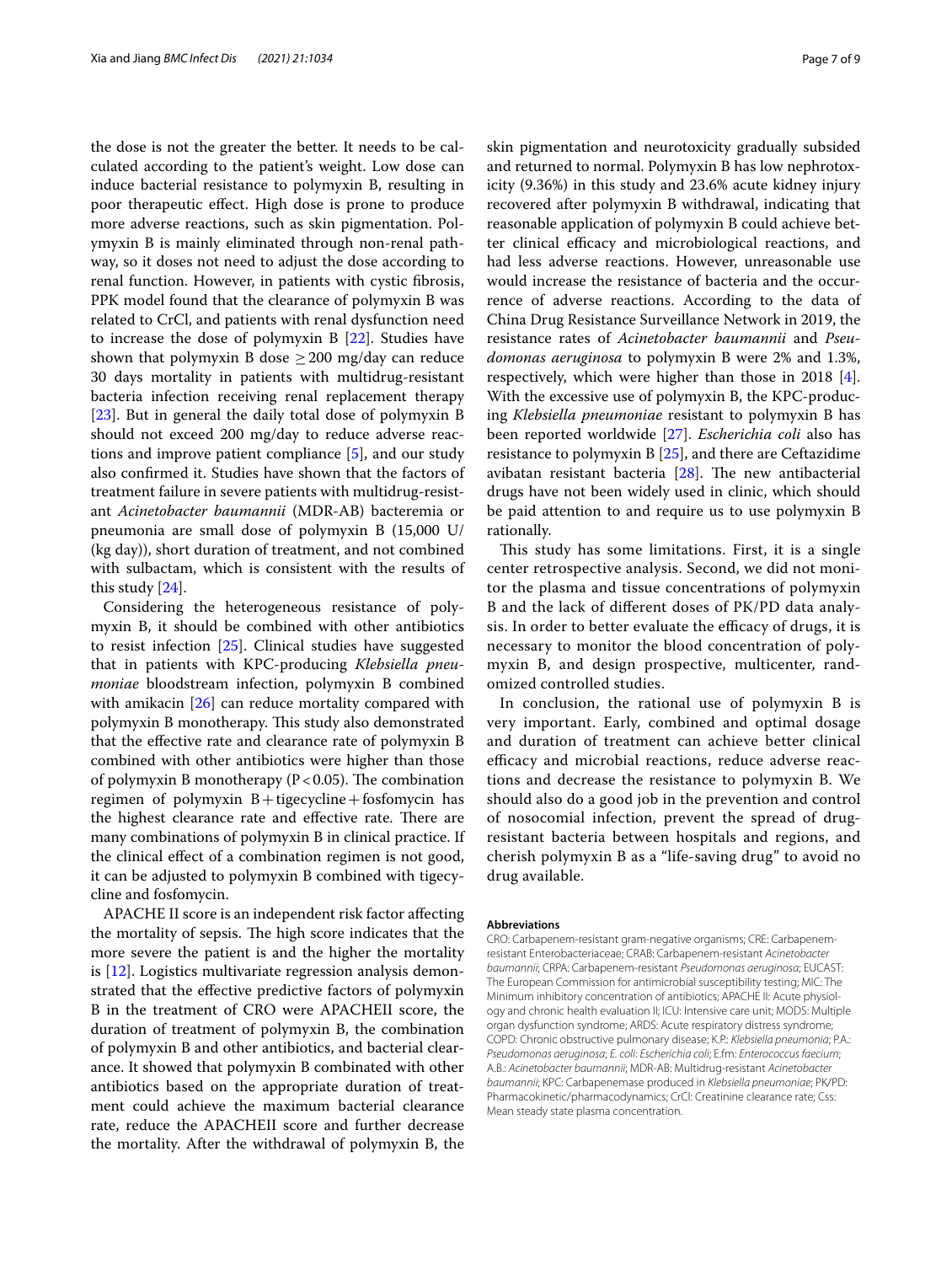the dose is not the greater the better. It needs to be calculated according to the patient's weight. Low dose can induce bacterial resistance to polymyxin B, resulting in poor therapeutic effect. High dose is prone to produce more adverse reactions, such as skin pigmentation. Polymyxin B is mainly eliminated through non-renal pathway, so it doses not need to adjust the dose according to renal function. However, in patients with cystic fibrosis, PPK model found that the clearance of polymyxin B was related to CrCl, and patients with renal dysfunction need to increase the dose of polymyxin B [22]. Studies have shown that polymyxin B dose $\geq 200$ mg/day can reduce 30 days mortality in patients with multidrug-resistant bacteria infection receiving renal replacement therapy [23]. But in general the daily total dose of polymyxin B should not exceed 200 mg/day to reduce adverse reactions and improve patient compliance [5], and our study also confirmed it. Studies have shown that the factors of treatment failure in severe patients with multidrug-resistant *Acinetobacter baumannii* (MDR-AB) bacteremia or pneumonia are small dose of polymyxin B (15,000 U/(kg day)), short duration of treatment, and not combined with sulbactam, which is consistent with the results of this study [24].

Considering the heterogeneous resistance of polymyxin B, it should be combined with other antibiotics to resist infection [25]. Clinical studies have suggested that in patients with KPC-producing *Klebsiella pneumoniae* bloodstream infection, polymyxin B combined with amikacin [26] can reduce mortality compared with polymyxin B monotherapy. This study also demonstrated that the effective rate and clearance rate of polymyxin B combined with other antibiotics were higher than those of polymyxin B monotherapy ($P<0.05$). The combination regimen of polymyxin B + tigecycline + fosfomycin has the highest clearance rate and effective rate. There are many combinations of polymyxin B in clinical practice. If the clinical effect of a combination regimen is not good, it can be adjusted to polymyxin B combined with tigecycline and fosfomycin.

APACHE II score is an independent risk factor affecting the mortality of sepsis. The high score indicates that the more severe the patient is and the higher the mortality is [12]. Logistics multivariate regression analysis demonstrated that the effective predictive factors of polymyxin B in the treatment of CRO were APACHEII score, the duration of treatment of polymyxin B, the combination of polymyxin B and other antibiotics, and bacterial clearance. It showed that polymyxin B combinated with other antibiotics based on the appropriate duration of treatment could achieve the maximum bacterial clearance rate, reduce the APACHEII score and further decrease the mortality. After the withdrawal of polymyxin B, the skin pigmentation and neurotoxicity gradually subsided and returned to normal. Polymyxin B has low nephrotoxicity (9.36%) in this study and 23.6% acute kidney injury recovered after polymyxin B withdrawal, indicating that reasonable application of polymyxin B could achieve better clinical efficacy and microbiological reactions, and had less adverse reactions. However, unreasonable use would increase the resistance of bacteria and the occurrence of adverse reactions. According to the data of China Drug Resistance Surveillance Network in 2019, the resistance rates of *Acinetobacter baumannii* and *Pseudomonas aeruginosa* to polymyxin B were 2% and 1.3%, respectively, which were higher than those in 2018 [4]. With the excessive use of polymyxin B, the KPC-producing *Klebsiella pneumoniae* resistant to polymyxin B has been reported worldwide [27]. *Escherichia coli* also has resistance to polymyxin B [25], and there are Ceftazidime avibatan resistant bacteria [28]. The new antibacterial drugs have not been widely used in clinic, which should be paid attention to and require us to use polymyxin B rationally.

This study has some limitations. First, it is a single center retrospective analysis. Second, we did not monitor the plasma and tissue concentrations of polymyxin B and the lack of different doses of PK/PD data analysis. In order to better evaluate the efficacy of drugs, it is necessary to monitor the blood concentration of polymyxin B, and design prospective, multicenter, randomized controlled studies.

In conclusion, the rational use of polymyxin B is very important. Early, combined and optimal dosage and duration of treatment can achieve better clinical efficacy and microbial reactions, reduce adverse reactions and decrease the resistance to polymyxin B. We should also do a good job in the prevention and control of nosocomial infection, prevent the spread of drug-resistant bacteria between hospitals and regions, and cherish polymyxin B as a "life-saving drug" to avoid no drug available.

#### Abbreviations

CRO: Carbapenem-resistant gram-negative organisms; CRE: Carbapenem-resistant Enterobacteriaceae; CRAB: Carbapenem-resistant *Acinetobacter baumannii*; CRPA: Carbapenem-resistant *Pseudomonas aeruginosa*; EUCAST: The European Commission for antimicrobial susceptibility testing; MIC: The Minimum inhibitory concentration of antibiotics; APACHE II: Acute physiology and chronic health evaluation II; ICU: Intensive care unit; MODS: Multiple organ dysfunction syndrome; ARDS: Acute respiratory distress syndrome; COPD: Chronic obstructive pulmonary disease; K.P.: *Klebsiella pneumonia*; P.A.: *Pseudomonas aeruginosa*; *E. coli*: *Escherichia coli*; E.fm: *Enterococcus faecium*; A.B.: *Acinetobacter baumannii*; MDR-AB: Multidrug-resistant *Acinetobacter baumannii*; KPC: Carbapenemase produced in *Klebsiella pneumoniae*; PK/PD: Pharmacokinetic/pharmacodynamics; CrCl: Creatinine clearance rate; Css: Mean steady state plasma concentration.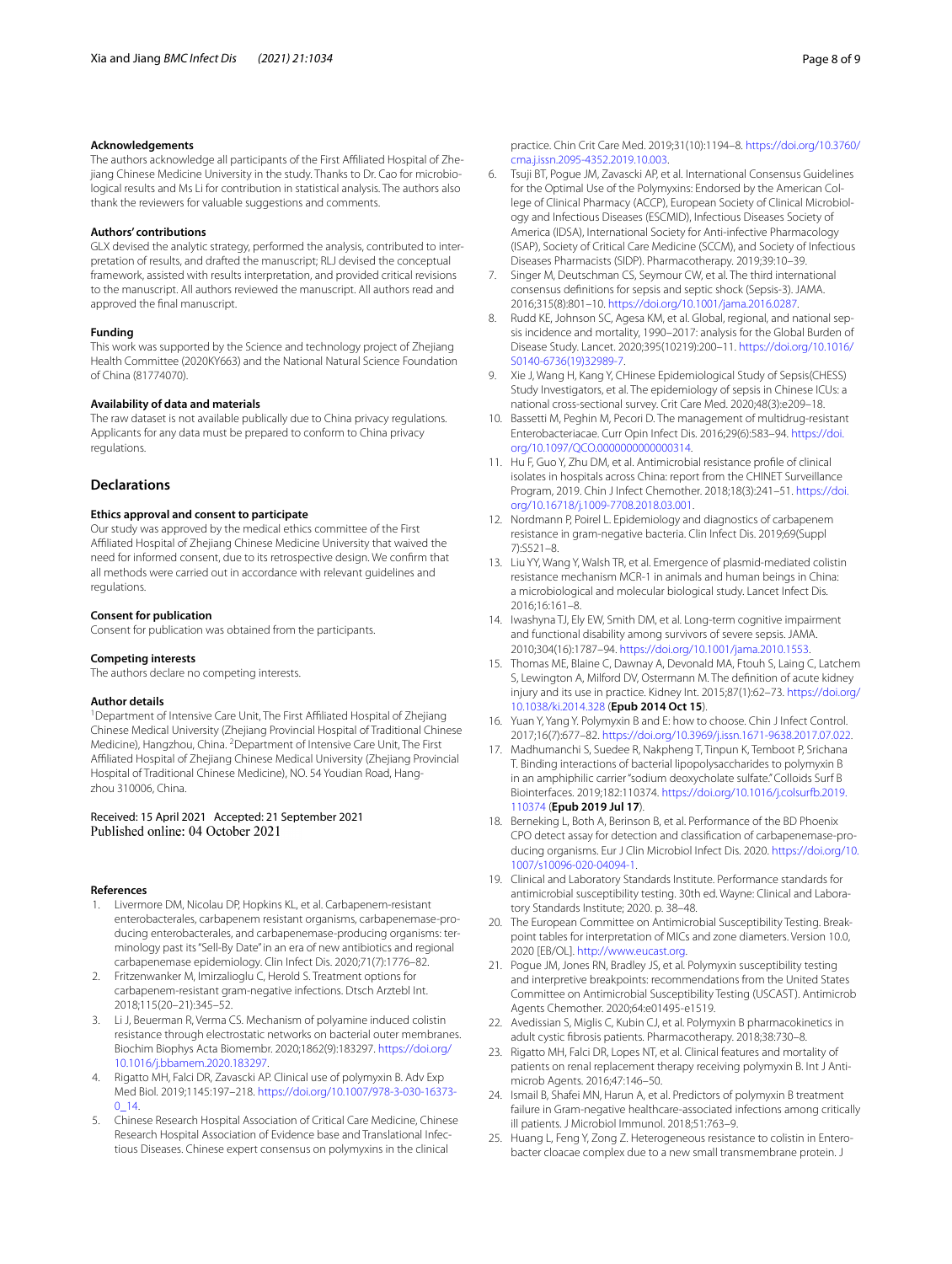**Acknowledgements**

The authors acknowledge all participants of the First Affiliated Hospital of Zhejiang Chinese Medicine University in the study. Thanks to Dr. Cao for microbiological results and Ms Li for contribution in statistical analysis. The authors also thank the reviewers for valuable suggestions and comments.

**Authors' contributions**

GLX devised the analytic strategy, performed the analysis, contributed to interpretation of results, and drafted the manuscript; RLJ devised the conceptual framework, assisted with results interpretation, and provided critical revisions to the manuscript. All authors reviewed the manuscript. All authors read and approved the final manuscript.

**Funding**

This work was supported by the Science and technology project of Zhejiang Health Committee (2020KY663) and the National Natural Science Foundation of China (81774070).

**Availability of data and materials**

The raw dataset is not available publically due to China privacy regulations. Applicants for any data must be prepared to conform to China privacy regulations.

## Declarations

**Ethics approval and consent to participate**

Our study was approved by the medical ethics committee of the First Affiliated Hospital of Zhejiang Chinese Medicine University that waived the need for informed consent, due to its retrospective design. We confirm that all methods were carried out in accordance with relevant guidelines and regulations.

**Consent for publication**

Consent for publication was obtained from the participants.

**Competing interests**

The authors declare no competing interests.

**Author details**

[1]Department of Intensive Care Unit, The First Affiliated Hospital of Zhejiang Chinese Medical University (Zhejiang Provincial Hospital of Traditional Chinese Medicine), Hangzhou, China. [2]Department of Intensive Care Unit, The First Affiliated Hospital of Zhejiang Chinese Medical University (Zhejiang Provincial Hospital of Traditional Chinese Medicine), NO. 54 Youdian Road, Hangzhou 310006, China.

Received: 15 April 2021 Accepted: 21 September 2021
Published online: 04 October 2021

### References

1. Livermore DM, Nicolau DP, Hopkins KL, et al. Carbapenem-resistant enterobacterales, carbapenem resistant organisms, carbapenemase-producing enterobacterales, and carbapenemase-producing organisms: terminology past its "Sell-By Date" in an era of new antibiotics and regional carbapenemase epidemiology. Clin Infect Dis. 2020;71(7):1776–82.
2. Fritzenwanker M, Imirzalioglu C, Herold S. Treatment options for carbapenem-resistant gram-negative infections. Dtsch Arztebl Int. 2018;115(20–21):345–52.
3. Li J, Beuerman R, Verma CS. Mechanism of polyamine induced colistin resistance through electrostatic networks on bacterial outer membranes. Biochim Biophys Acta Biomembr. 2020;1862(9):183297. https://doi.org/10.1016/j.bbamem.2020.183297.
4. Rigatto MH, Falci DR, Zavascki AP. Clinical use of polymyxin B. Adv Exp Med Biol. 2019;1145:197–218. https://doi.org/10.1007/978-3-030-16373-0_14.
5. Chinese Research Hospital Association of Critical Care Medicine, Chinese Research Hospital Association of Evidence base and Translational Infectious Diseases. Chinese expert consensus on polymyxins in the clinical practice. Chin Crit Care Med. 2019;31(10):1194–8. https://doi.org/10.3760/cma.j.issn.2095-4352.2019.10.003.
6. Tsuji BT, Pogue JM, Zavascki AP, et al. International Consensus Guidelines for the Optimal Use of the Polymyxins: Endorsed by the American College of Clinical Pharmacy (ACCP), European Society of Clinical Microbiology and Infectious Diseases (ESCMID), Infectious Diseases Society of America (IDSA), International Society for Anti-infective Pharmacology (ISAP), Society of Critical Care Medicine (SCCM), and Society of Infectious Diseases Pharmacists (SIDP). Pharmacotherapy. 2019;39:10–39.
7. Singer M, Deutschman CS, Seymour CW, et al. The third international consensus definitions for sepsis and septic shock (Sepsis-3). JAMA. 2016;315(8):801–10. https://doi.org/10.1001/jama.2016.0287.
8. Rudd KE, Johnson SC, Agesa KM, et al. Global, regional, and national sepsis incidence and mortality, 1990–2017: analysis for the Global Burden of Disease Study. Lancet. 2020;395(10219):200–11. https://doi.org/10.1016/S0140-6736(19)32989-7.
9. Xie J, Wang H, Kang Y, CHinese Epidemiological Study of Sepsis(CHESS) Study Investigators, et al. The epidemiology of sepsis in Chinese ICUs: a national cross-sectional survey. Crit Care Med. 2020;48(3):e209–18.
10. Bassetti M, Peghin M, Pecori D. The management of multidrug-resistant Enterobacteriacae. Curr Opin Infect Dis. 2016;29(6):583–94. https://doi.org/10.1097/QCO.0000000000000314.
11. Hu F, Guo Y, Zhu DM, et al. Antimicrobial resistance profile of clinical isolates in hospitals across China: report from the CHINET Surveillance Program, 2019. Chin J Infect Chemother. 2018;18(3):241–51. https://doi.org/10.16718/j.1009-7708.2018.03.001.
12. Nordmann P, Poirel L. Epidemiology and diagnostics of carbapenem resistance in gram-negative bacteria. Clin Infect Dis. 2019;69(Suppl 7):S521–8.
13. Liu YY, Wang Y, Walsh TR, et al. Emergence of plasmid-mediated colistin resistance mechanism MCR-1 in animals and human beings in China: a microbiological and molecular biological study. Lancet Infect Dis. 2016;16:161–8.
14. Iwashyna TJ, Ely EW, Smith DM, et al. Long-term cognitive impairment and functional disability among survivors of severe sepsis. JAMA. 2010;304(16):1787–94. https://doi.org/10.1001/jama.2010.1553.
15. Thomas ME, Blaine C, Dawnay A, Devonald MA, Ftouh S, Laing C, Latchem S, Lewington A, Milford DV, Ostermann M. The definition of acute kidney injury and its use in practice. Kidney Int. 2015;87(1):62–73. https://doi.org/10.1038/ki.2014.328 (**Epub 2014 Oct 15**).
16. Yuan Y, Yang Y. Polymyxin B and E: how to choose. Chin J Infect Control. 2017;16(7):677–82. https://doi.org/10.3969/j.issn.1671-9638.2017.07.022.
17. Madhumanchi S, Suedee R, Nakpheng T, Tinpun K, Temboot P, Srichana T. Binding interactions of bacterial lipopolysaccharides to polymyxin B in an amphiphilic carrier "sodium deoxycholate sulfate." Colloids Surf B Biointerfaces. 2019;182:110374. https://doi.org/10.1016/j.colsurfb.2019.110374 (**Epub 2019 Jul 17**).
18. Berneking L, Both A, Berinson B, et al. Performance of the BD Phoenix CPO detect assay for detection and classification of carbapenemase-producing organisms. Eur J Clin Microbiol Infect Dis. 2020. https://doi.org/10.1007/s10096-020-04094-1.
19. Clinical and Laboratory Standards Institute. Performance standards for antimicrobial susceptibility testing. 30th ed. Wayne: Clinical and Laboratory Standards Institute; 2020. p. 38–48.
20. The European Committee on Antimicrobial Susceptibility Testing. Breakpoint tables for interpretation of MICs and zone diameters. Version 10.0, 2020 [EB/OL]. http://www.eucast.org.
21. Pogue JM, Jones RN, Bradley JS, et al. Polymyxin susceptibility testing and interpretive breakpoints: recommendations from the United States Committee on Antimicrobial Susceptibility Testing (USCAST). Antimicrob Agents Chemother. 2020;64:e01495-e1519.
22. Avedissian S, Miglis C, Kubin CJ, et al. Polymyxin B pharmacokinetics in adult cystic fibrosis patients. Pharmacotherapy. 2018;38:730–8.
23. Rigatto MH, Falci DR, Lopes NT, et al. Clinical features and mortality of patients on renal replacement therapy receiving polymyxin B. Int J Antimicrob Agents. 2016;47:146–50.
24. Ismail B, Shafei MN, Harun A, et al. Predictors of polymyxin B treatment failure in Gram-negative healthcare-associated infections among critically ill patients. J Microbiol Immunol. 2018;51:763–9.
25. Huang L, Feng Y, Zong Z. Heterogeneous resistance to colistin in Enterobacter cloacae complex due to a new small transmembrane protein. J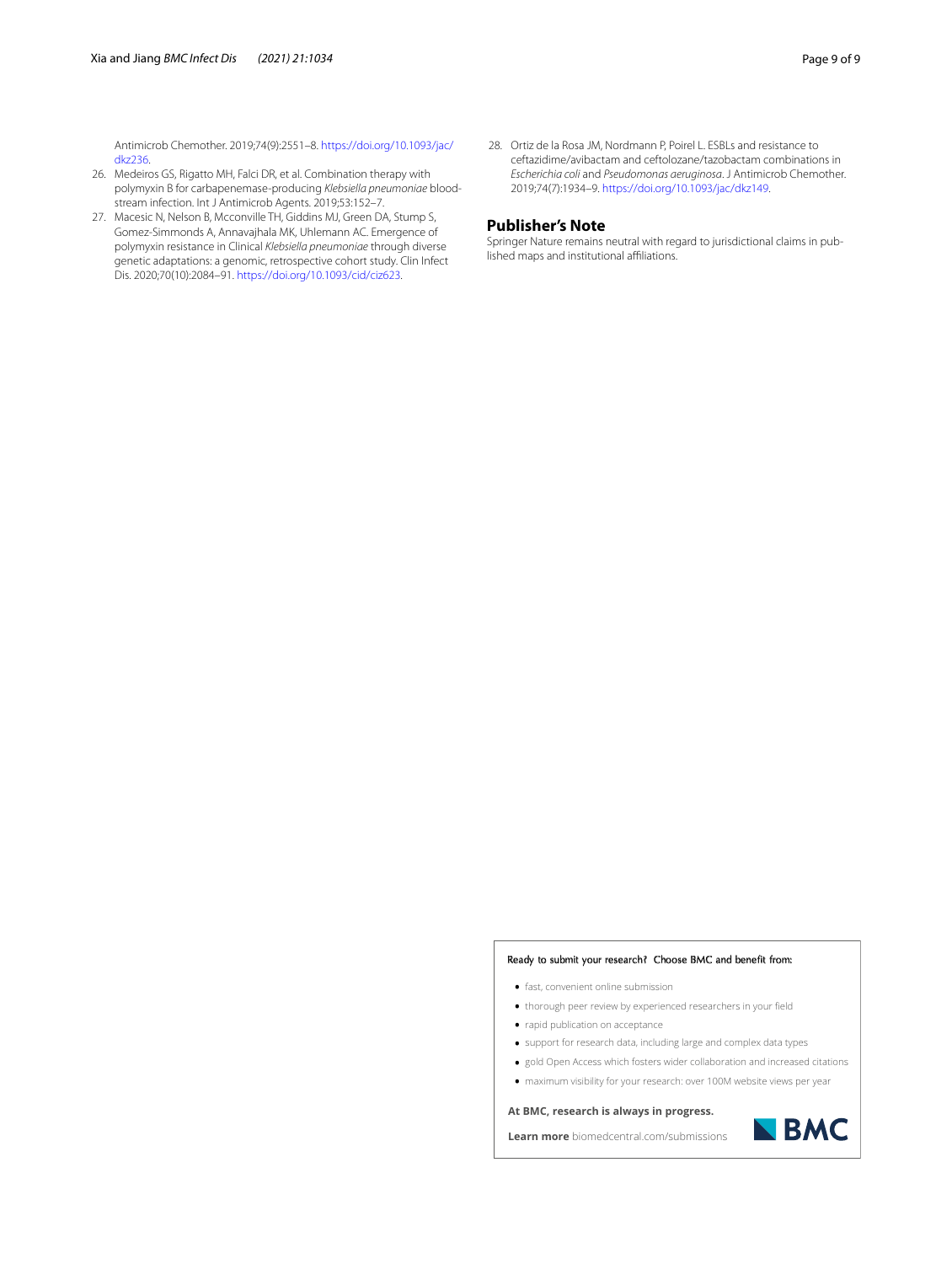Antimicrob Chemother. 2019;74(9):2551–8. https://doi.org/10.1093/jac/dkz236.

26. Medeiros GS, Rigatto MH, Falci DR, et al. Combination therapy with polymyxin B for carbapenemase-producing *Klebsiella pneumoniae* bloodstream infection. Int J Antimicrob Agents. 2019;53:152–7.
27. Macesic N, Nelson B, Mcconville TH, Giddins MJ, Green DA, Stump S, Gomez-Simmonds A, Annavajhala MK, Uhlemann AC. Emergence of polymyxin resistance in Clinical *Klebsiella pneumoniae* through diverse genetic adaptations: a genomic, retrospective cohort study. Clin Infect Dis. 2020;70(10):2084–91. https://doi.org/10.1093/cid/ciz623.
28. Ortiz de la Rosa JM, Nordmann P, Poirel L. ESBLs and resistance to ceftazidime/avibactam and ceftolozane/tazobactam combinations in *Escherichia coli* and *Pseudomonas aeruginosa*. J Antimicrob Chemother. 2019;74(7):1934–9. https://doi.org/10.1093/jac/dkz149.

## Publisher's Note

Springer Nature remains neutral with regard to jurisdictional claims in published maps and institutional affiliations.

Ready to submit your research? Choose BMC and benefit from:

- fast, convenient online submission
- thorough peer review by experienced researchers in your field
- rapid publication on acceptance
- support for research data, including large and complex data types
- gold Open Access which fosters wider collaboration and increased citations
- maximum visibility for your research: over 100M website views per year

**At BMC, research is always in progress.**

**Learn more** biomedcentral.com/submissions

BMC